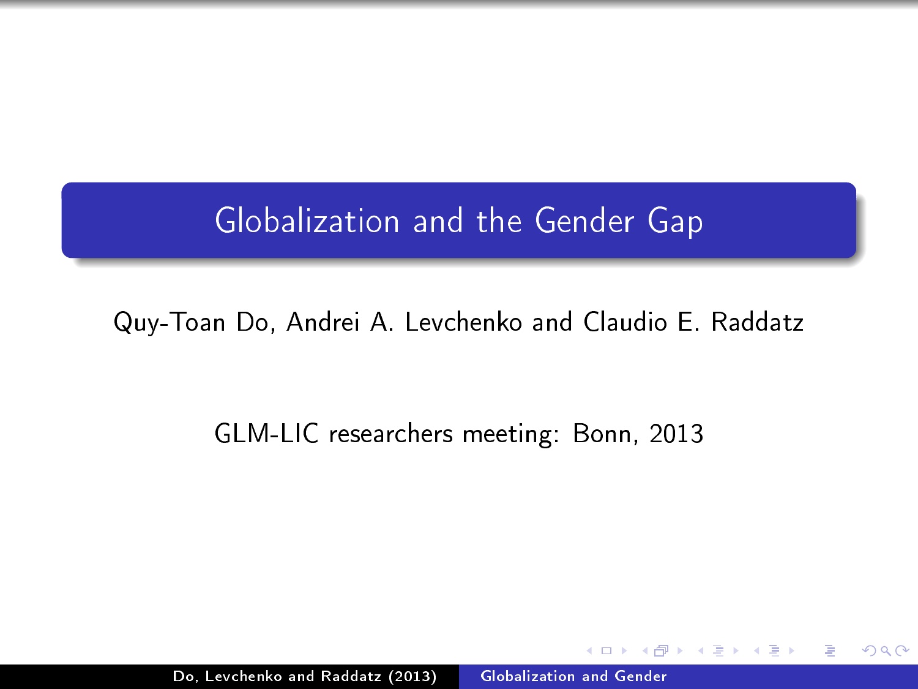# Globalization and the Gender Gap

Quy-Toan Do, Andrei A. Levchenko and Claudio E. Raddatz

GLM-LIC researchers meeting: Bonn, 2013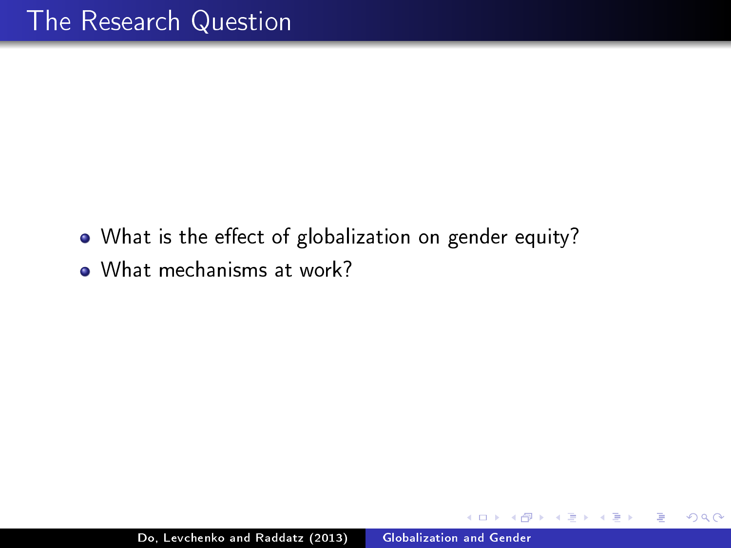# The Research Question

- What is the effect of globalization on gender equity?
- What mechanisms at work?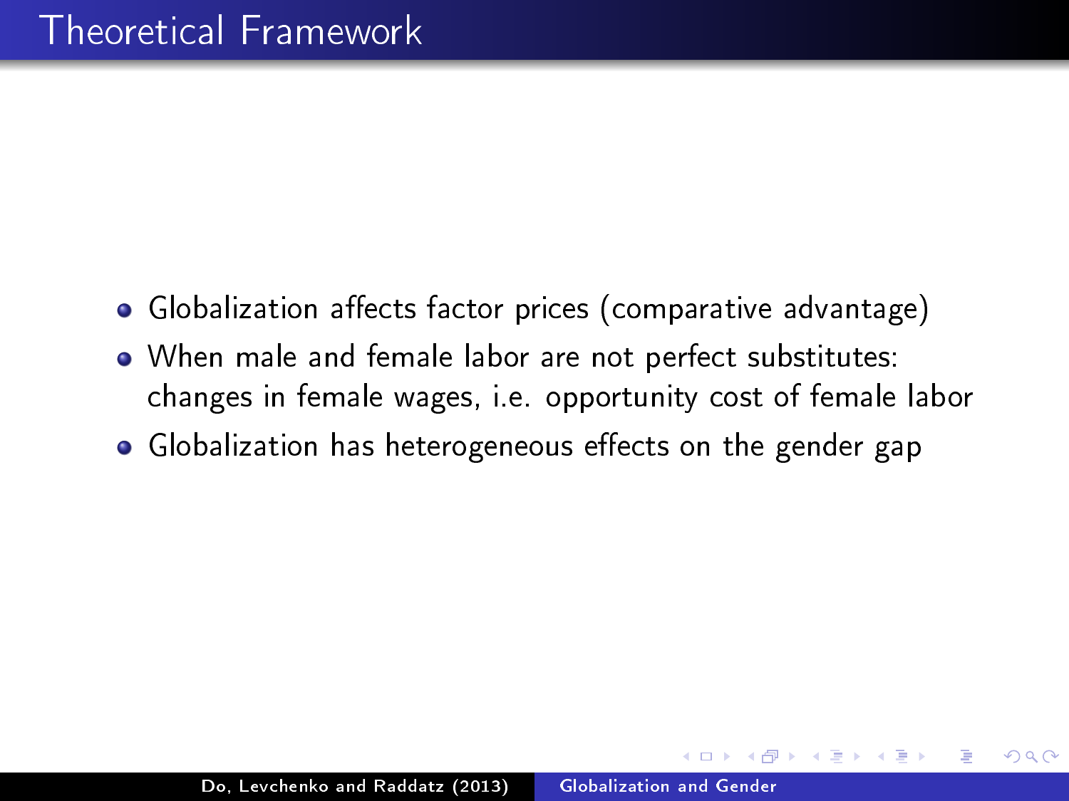# Theoretical Framework

- Globalization affects factor prices (comparative advantage)
- When male and female labor are not perfect substitutes: changes in female wages, i.e. opportunity cost of female labor
- Globalization has heterogeneous effects on the gender gap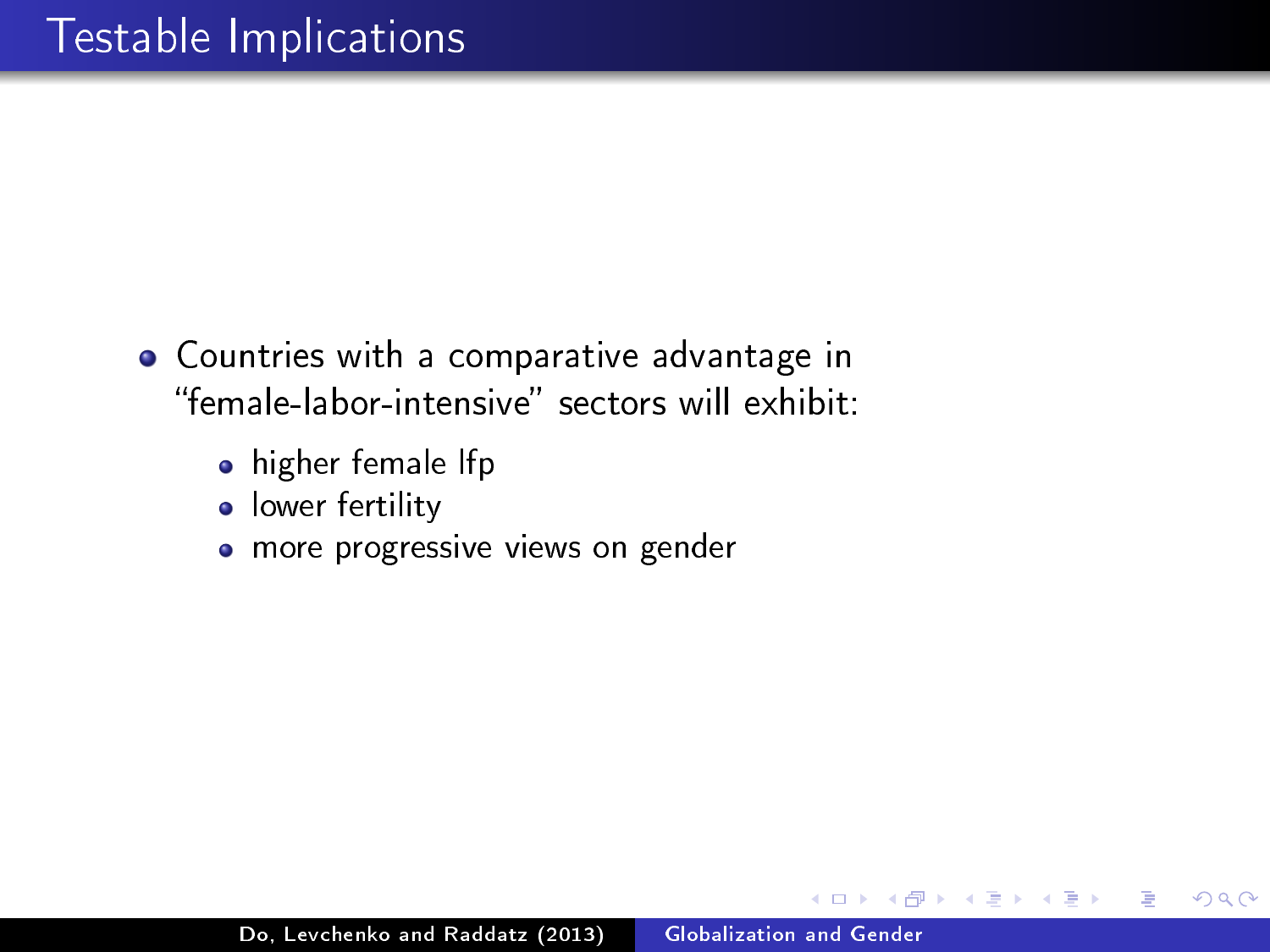# Testable Implications

- Countries with a comparative advantage in "female-labor-intensive" sectors will exhibit:
  - higher female lfp
  - lower fertility
  - more progressive views on gender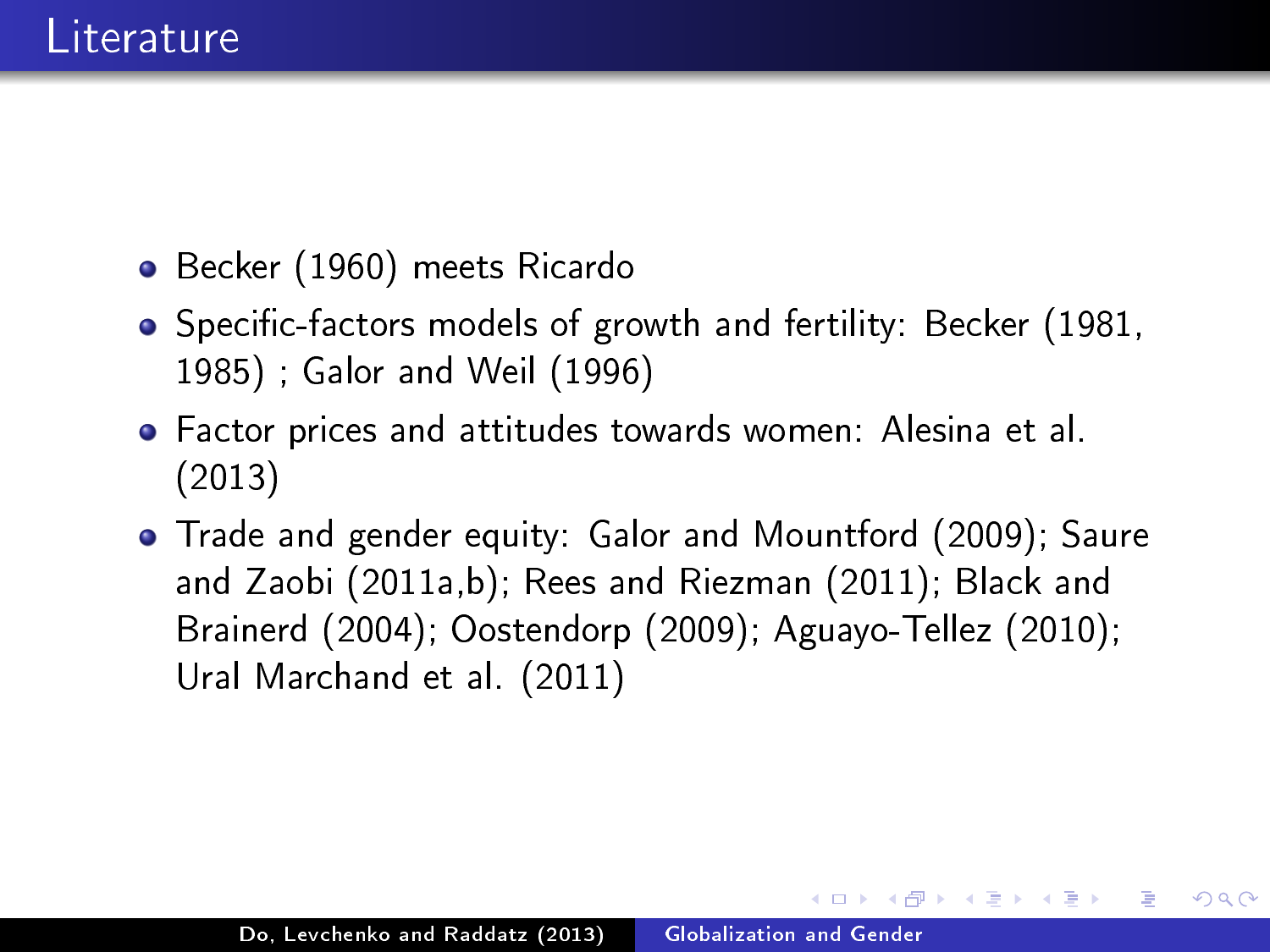# Literature

- Becker (1960) meets Ricardo
- Specific-factors models of growth and fertility: Becker (1981, 1985) ; Galor and Weil (1996)
- Factor prices and attitudes towards women: Alesina et al. (2013)
- Trade and gender equity: Galor and Mountford (2009); Saure and Zaobi (2011a,b); Rees and Riezman (2011); Black and Brainerd (2004); Oostendorp (2009); Aguayo-Tellez (2010); Ural Marchand et al. (2011)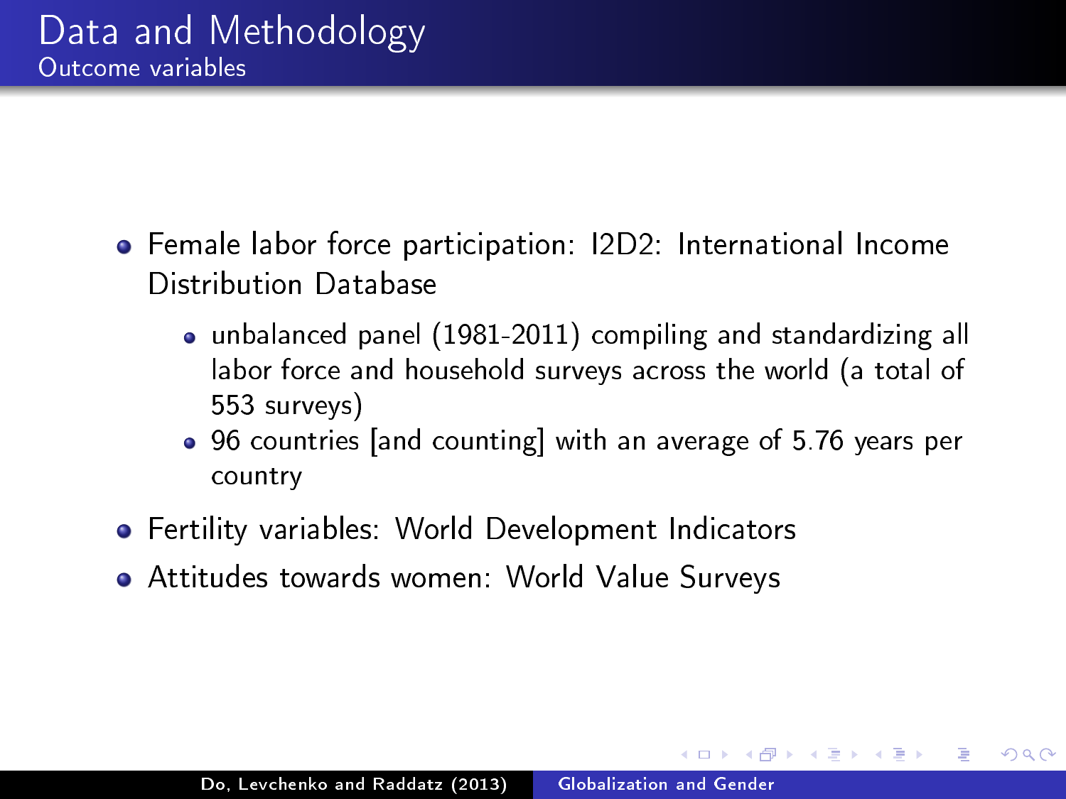# Data and Methodology

## Outcome variables

- Female labor force participation: I2D2: International Income Distribution Database
  - unbalanced panel (1981-2011) compiling and standardizing all labor force and household surveys across the world (a total of 553 surveys)
  - 96 countries [and counting] with an average of 5.76 years per country
- Fertility variables: World Development Indicators
- Attitudes towards women: World Value Surveys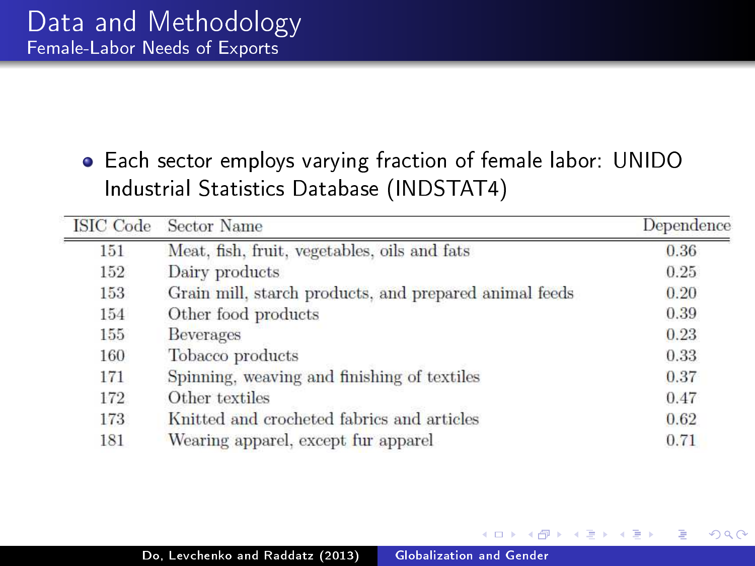# Data and Methodology

## Female-Labor Needs of Exports

- Each sector employs varying fraction of female labor: UNIDO Industrial Statistics Database (INDSTAT4)

| ISIC Code | Sector Name | Dependence |
|---|---|---|
| 151 | Meat, fish, fruit, vegetables, oils and fats | 0.36 |
| 152 | Dairy products | 0.25 |
| 153 | Grain mill, starch products, and prepared animal feeds | 0.20 |
| 154 | Other food products | 0.39 |
| 155 | Beverages | 0.23 |
| 160 | Tobacco products | 0.33 |
| 171 | Spinning, weaving and finishing of textiles | 0.37 |
| 172 | Other textiles | 0.47 |
| 173 | Knitted and crocheted fabrics and articles | 0.62 |
| 181 | Wearing apparel, except fur apparel | 0.71 |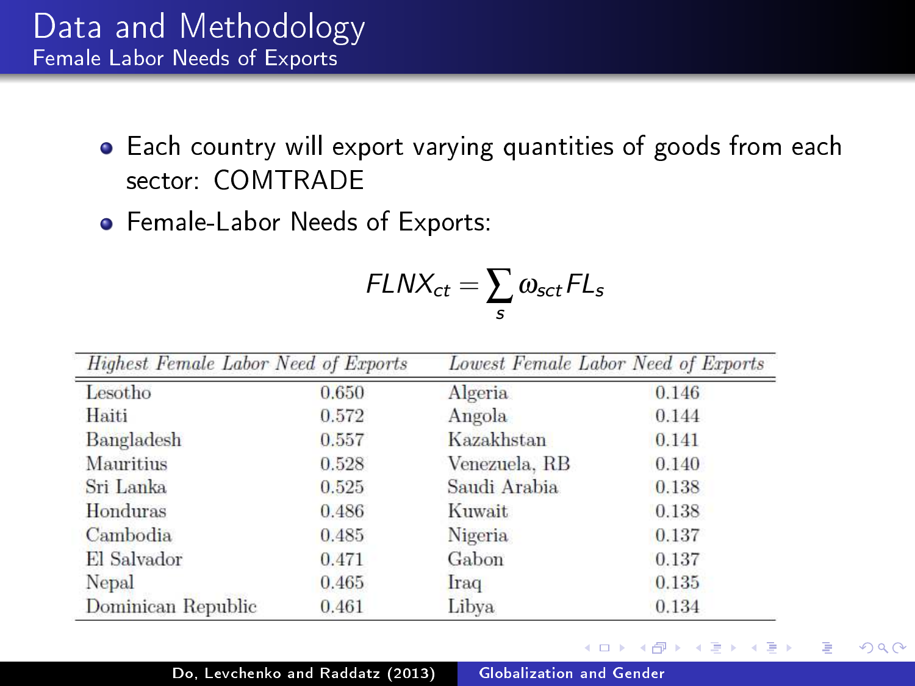# Data and Methodology

## Female Labor Needs of Exports

- Each country will export varying quantities of goods from each sector: COMTRADE
- Female-Labor Needs of Exports:

$$FLNX_{ct} = \sum_{s} \omega_{sct} FL_s$$

| *Highest Female Labor Need of Exports* | | *Lowest Female Labor Need of Exports* | |
|---|---|---|---|
| Lesotho | 0.650 | Algeria | 0.146 |
| Haiti | 0.572 | Angola | 0.144 |
| Bangladesh | 0.557 | Kazakhstan | 0.141 |
| Mauritius | 0.528 | Venezuela, RB | 0.140 |
| Sri Lanka | 0.525 | Saudi Arabia | 0.138 |
| Honduras | 0.486 | Kuwait | 0.138 |
| Cambodia | 0.485 | Nigeria | 0.137 |
| El Salvador | 0.471 | Gabon | 0.137 |
| Nepal | 0.465 | Iraq | 0.135 |
| Dominican Republic | 0.461 | Libya | 0.134 |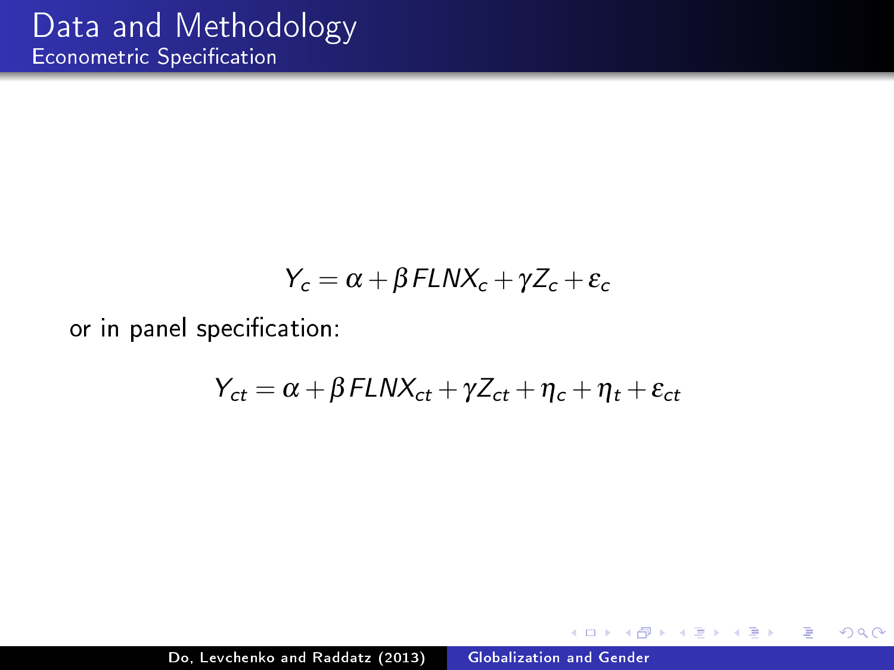# Data and Methodology

## Econometric Specification

$$Y_c = \alpha + \beta FLNX_c + \gamma Z_c + \varepsilon_c$$

or in panel specification:

$$Y_{ct} = \alpha + \beta FLNX_{ct} + \gamma Z_{ct} + \eta_c + \eta_t + \varepsilon_{ct}$$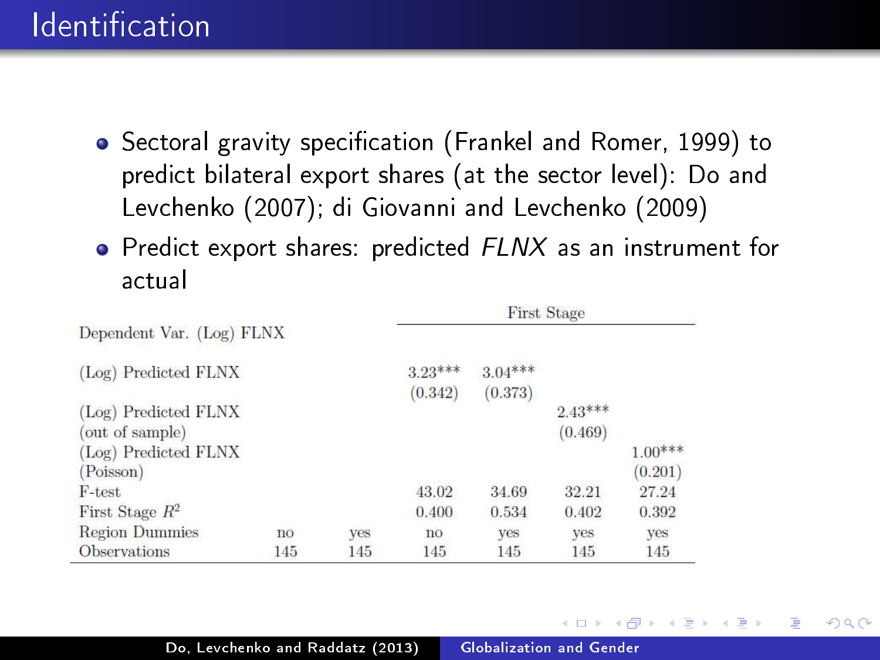# Identification

- Sectoral gravity specification (Frankel and Romer, 1999) to predict bilateral export shares (at the sector level): Do and Levchenko (2007); di Giovanni and Levchenko (2009)
- Predict export shares: predicted *FLNX* as an instrument for actual

| Dependent Var. (Log) FLNX | | | First Stage | | | |
|---|---|---|---|---|---|---|
| (Log) Predicted FLNX | | | 3.23*** | 3.04*** | | |
| | | | (0.342) | (0.373) | | |
| (Log) Predicted FLNX (out of sample) | | | | | 2.43*** | |
| | | | | | (0.469) | |
| (Log) Predicted FLNX (Poisson) | | | | | | 1.00*** |
| | | | | | | (0.201) |
| F-test | | | 43.02 | 34.69 | 32.21 | 27.24 |
| First Stage $R^2$ | | | 0.400 | 0.534 | 0.402 | 0.392 |
| Region Dummies | no | yes | no | yes | yes | yes |
| Observations | 145 | 145 | 145 | 145 | 145 | 145 |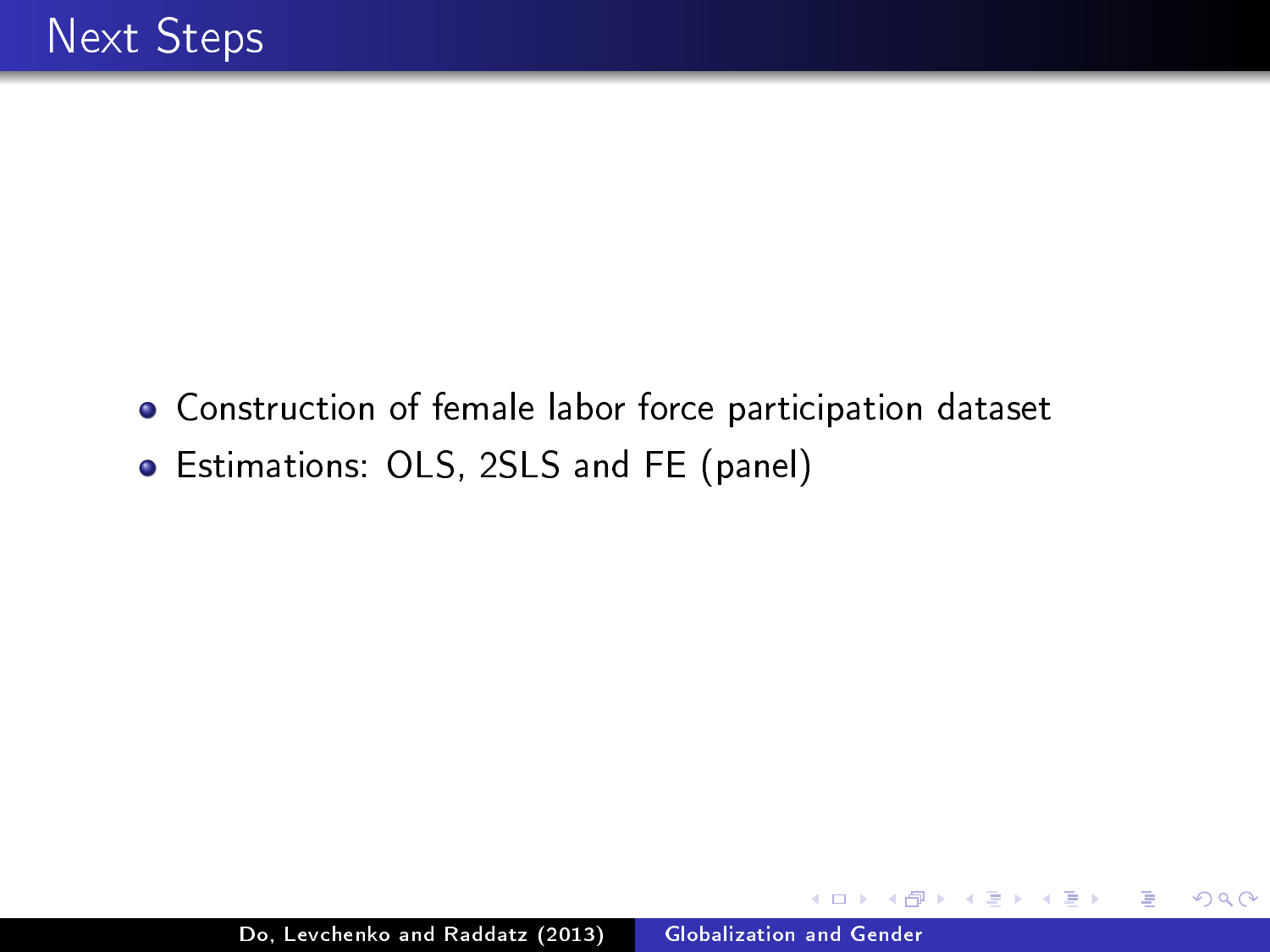# Next Steps

- Construction of female labor force participation dataset
- Estimations: OLS, 2SLS and FE (panel)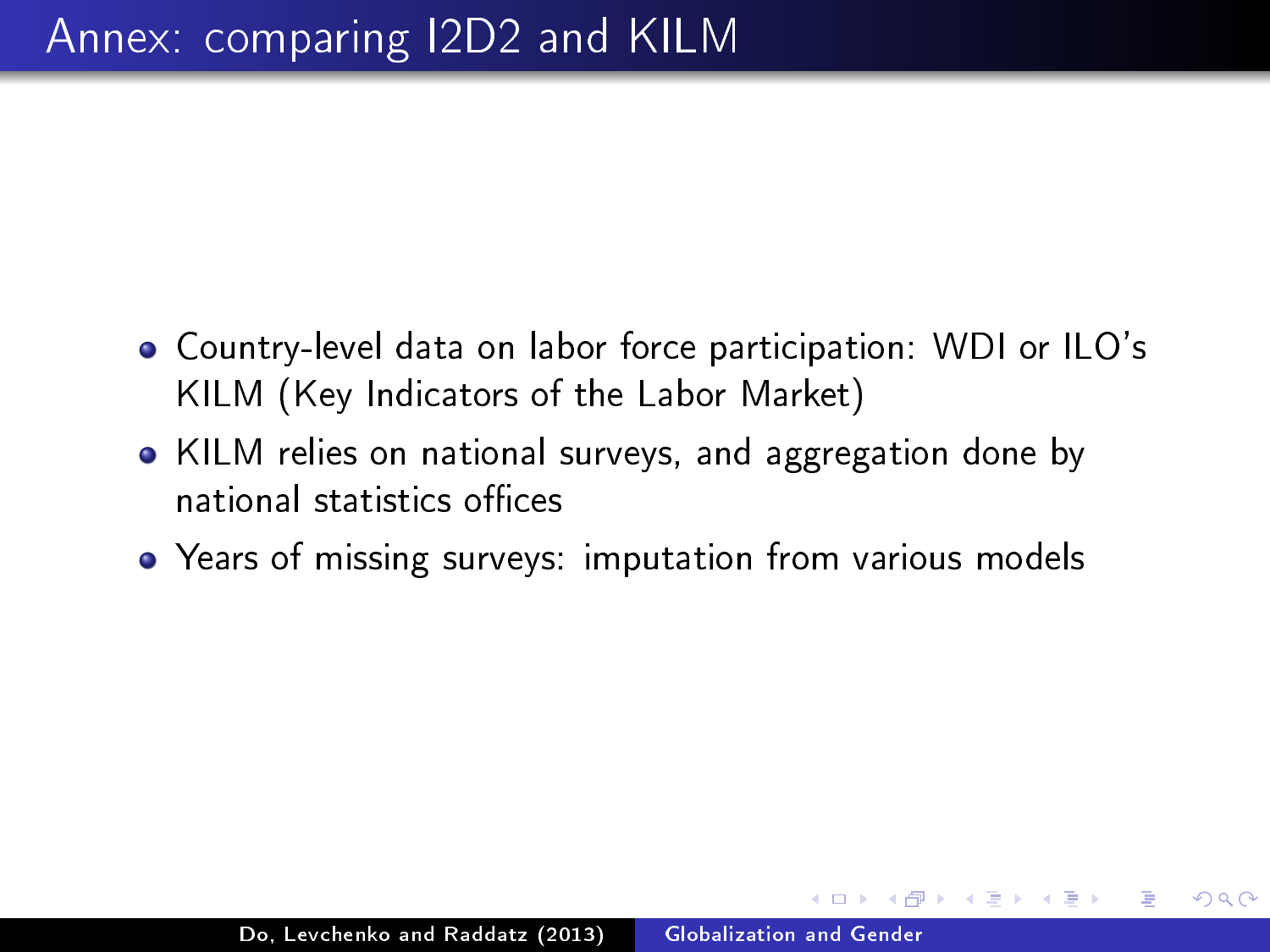# Annex: comparing I2D2 and KILM

- Country-level data on labor force participation: WDI or ILO's KILM (Key Indicators of the Labor Market)
- KILM relies on national surveys, and aggregation done by national statistics offices
- Years of missing surveys: imputation from various models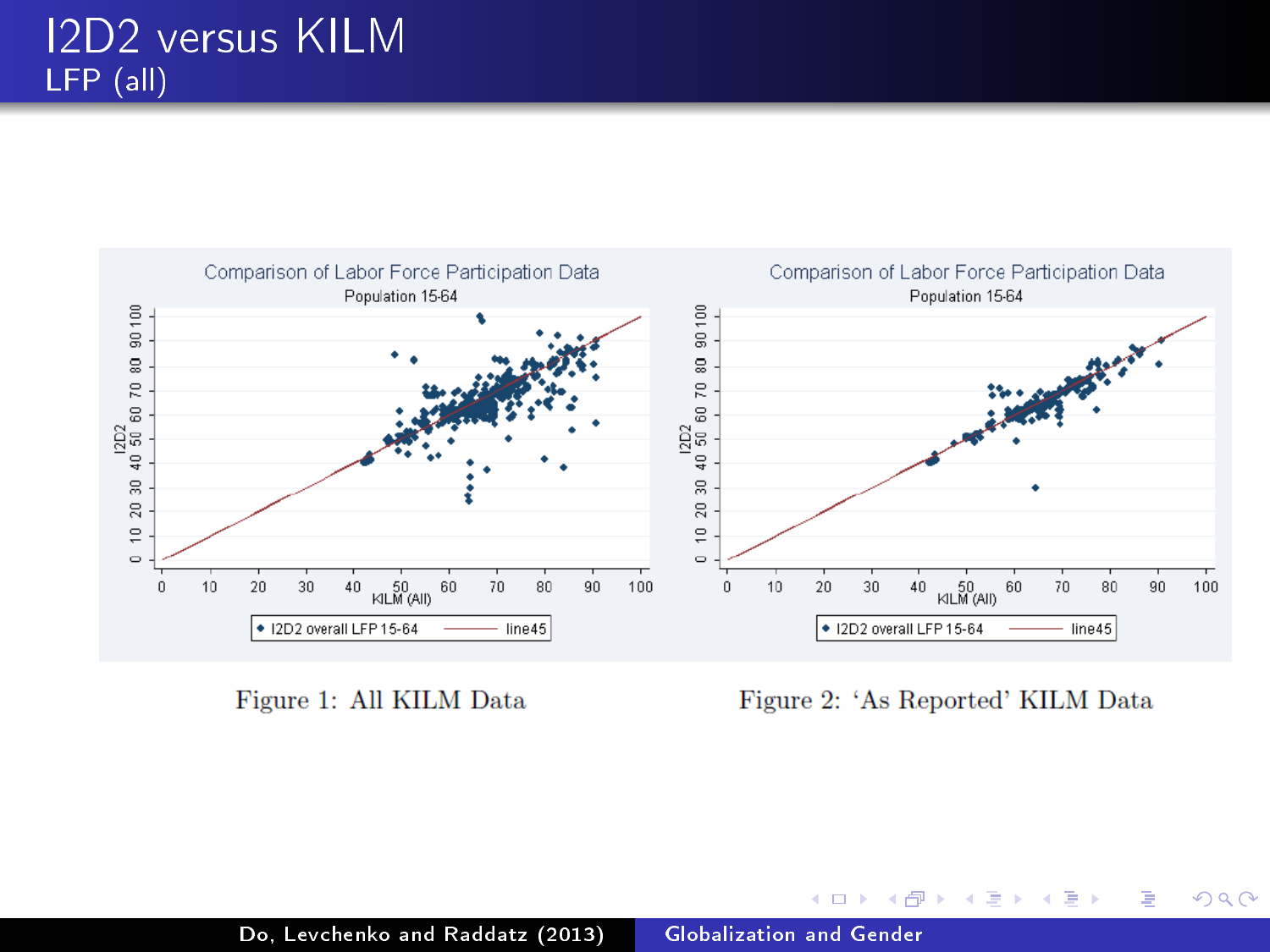# I2D2 versus KILM

## LFP (all)

Figure 1: All KILM Data

Figure 2: 'As Reported' KILM Data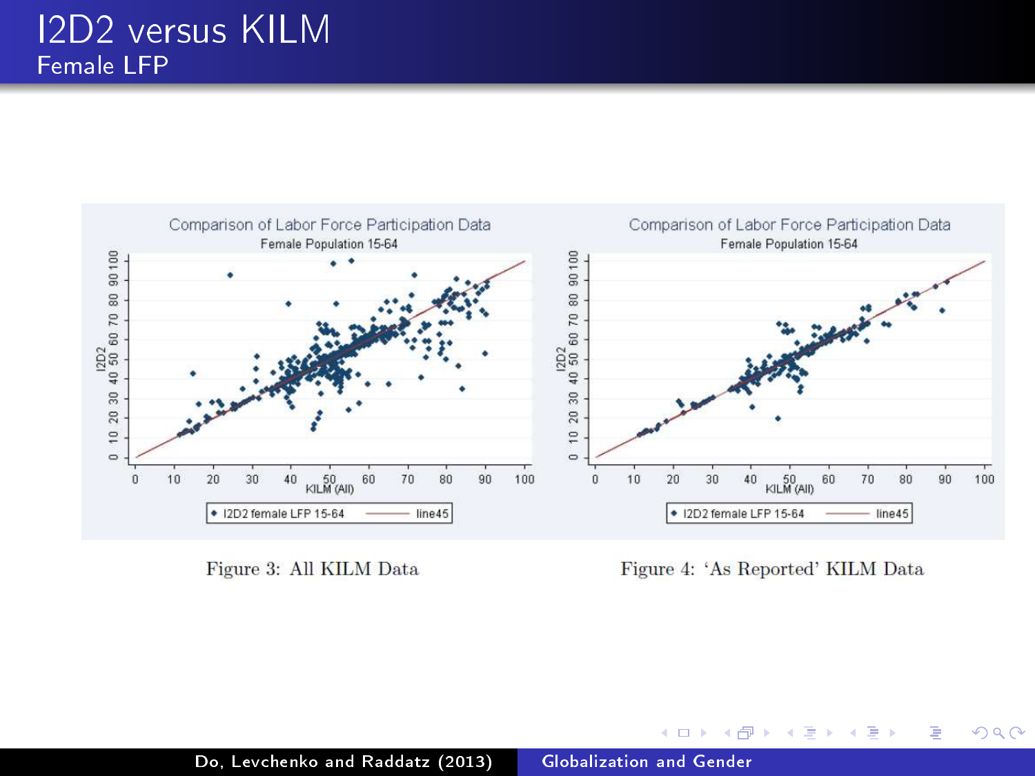# I2D2 versus KILM

## Female LFP

Comparison of Labor Force Participation Data

Female Population 15-64

I2D2

0 10 20 30 40 50 60 70 80 90 100

KILM (All)

0 10 20 30 40 50 60 70 80 90 100

I2D2 female LFP 15-64 line45

Figure 3: All KILM Data

Comparison of Labor Force Participation Data

Female Population 15-64

I2D2

0 10 20 30 40 50 60 70 80 90 100

KILM (All)

0 10 20 30 40 50 60 70 80 90 100

I2D2 female LFP 15-64 line45

Figure 4: 'As Reported' KILM Data